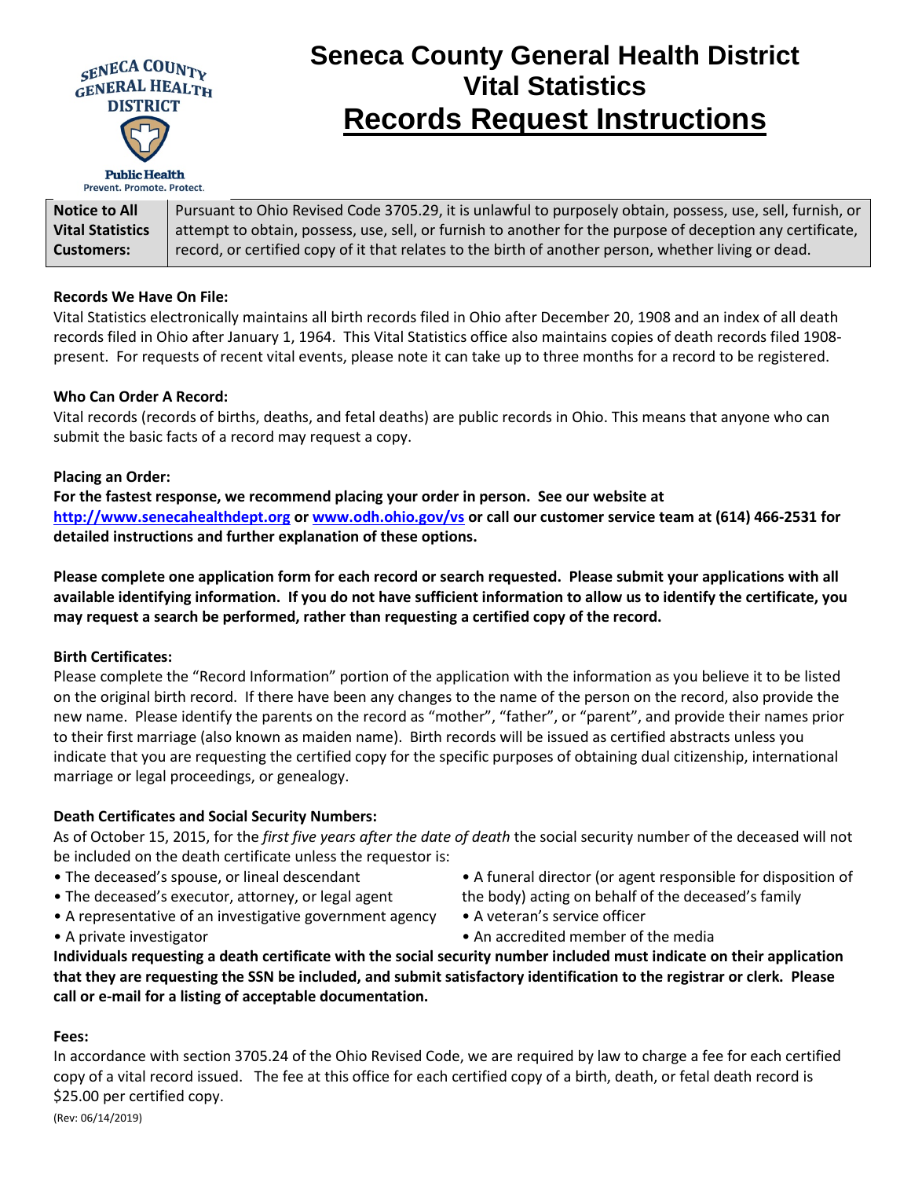# Seneca County General Health District Vital Statistics

## Records Request Instructions

| Notice to All Vital Statistics Customers: | Pursuant to Ohio Revised Code 3705.29, it is unlawful to purposely obtain, possess, use, sell, furnish, or attempt to obtain, possess, use, sell, or furnish to another for the purpose of deception any certificate, record, or certified copy of it that relates to the birth of another person, whether living or dead. |
|---|---|

**Records We Have On File:**

Vital Statistics electronically maintains all birth records filed in Ohio after December 20, 1908 and an index of all death records filed in Ohio after January 1, 1964. This Vital Statistics office also maintains copies of death records filed 1908-present. For requests of recent vital events, please note it can take up to three months for a record to be registered.

**Who Can Order A Record:**

Vital records (records of births, deaths, and fetal deaths) are public records in Ohio. This means that anyone who can submit the basic facts of a record may request a copy.

**Placing an Order:**

**For the fastest response, we recommend placing your order in person. See our website at [http://www.senecahealthdept.org](http://www.senecahealthdept.org) or [www.odh.ohio.gov/vs](http://www.odh.ohio.gov/vs) or call our customer service team at (614) 466-2531 for detailed instructions and further explanation of these options.**

**Please complete one application form for each record or search requested. Please submit your applications with all available identifying information. If you do not have sufficient information to allow us to identify the certificate, you may request a search be performed, rather than requesting a certified copy of the record.**

**Birth Certificates:**

Please complete the "Record Information" portion of the application with the information as you believe it to be listed on the original birth record. If there have been any changes to the name of the person on the record, also provide the new name. Please identify the parents on the record as "mother", "father", or "parent", and provide their names prior to their first marriage (also known as maiden name). Birth records will be issued as certified abstracts unless you indicate that you are requesting the certified copy for the specific purposes of obtaining dual citizenship, international marriage or legal proceedings, or genealogy.

**Death Certificates and Social Security Numbers:**

As of October 15, 2015, for the *first five years after the date of death* the social security number of the deceased will not be included on the death certificate unless the requestor is:

- The deceased's spouse, or lineal descendant
- The deceased's executor, attorney, or legal agent
- A representative of an investigative government agency
- A private investigator
- A funeral director (or agent responsible for disposition of the body) acting on behalf of the deceased's family
- A veteran's service officer
- An accredited member of the media

**Individuals requesting a death certificate with the social security number included must indicate on their application that they are requesting the SSN be included, and submit satisfactory identification to the registrar or clerk. Please call or e-mail for a listing of acceptable documentation.**

**Fees:**

In accordance with section 3705.24 of the Ohio Revised Code, we are required by law to charge a fee for each certified copy of a vital record issued. The fee at this office for each certified copy of a birth, death, or fetal death record is $25.00 per certified copy.

(Rev: 06/14/2019)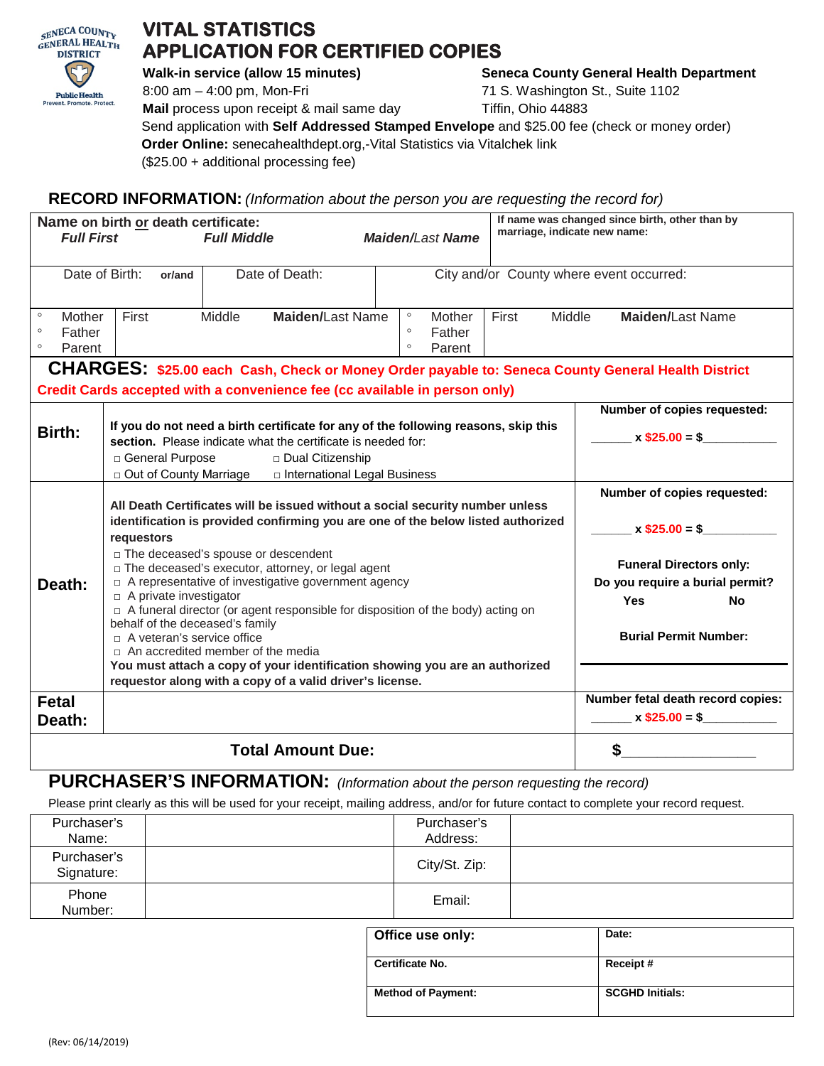SENECA COUNTY GENERAL HEALTH DISTRICT
Public Health
Prevent. Promote. Protect.

# VITAL STATISTICS
# APPLICATION FOR CERTIFIED COPIES

**Walk-in service (allow 15 minutes)**
8:00 am – 4:00 pm, Mon-Fri
**Mail** process upon receipt & mail same day

**Seneca County General Health Department**
71 S. Washington St., Suite 1102
Tiffin, Ohio 44883

Send application with **Self Addressed Stamped Envelope** and $25.00 fee (check or money order)
**Order Online:** senecahealthdept.org,-Vital Statistics via Vitalchek link
($25.00 + additional processing fee)

## RECORD INFORMATION: *(Information about the person you are requesting the record for)*

| | | | |
|---|---|---|---|
| **Name on birth or death certificate:** *Full First* *Full Middle* *Maiden/Last Name* | | | **If name was changed since birth, other than by marriage, indicate new name:** |
| Date of Birth: **or/and** | Date of Death: | City and/or County where event occurred: | |
| ◦ Mother ◦ Father ◦ Parent | First Middle **Maiden/**Last Name | ◦ Mother ◦ Father ◦ Parent | First Middle **Maiden/**Last Name |

## CHARGES: $25.00 each Cash, Check or Money Order payable to: Seneca County General Health District

**Credit Cards accepted with a convenience fee (cc available in person only)**

| | | |
|---|---|---|
| **Birth:** | **If you do not need a birth certificate for any of the following reasons, skip this section.** Please indicate what the certificate is needed for:<br>□ General Purpose □ Dual Citizenship<br>□ Out of County Marriage □ International Legal Business | **Number of copies requested:**<br>______ x $25.00 = $___________ |
| **Death:** | **All Death Certificates will be issued without a social security number unless identification is provided confirming you are one of the below listed authorized requestors**<br>□ The deceased's spouse or descendent<br>□ The deceased's executor, attorney, or legal agent<br>□ A representative of investigative government agency<br>□ A private investigator<br>□ A funeral director (or agent responsible for disposition of the body) acting on behalf of the deceased's family<br>□ A veteran's service office<br>□ An accredited member of the media<br>**You must attach a copy of your identification showing you are an authorized requestor along with a copy of a valid driver's license.** | **Number of copies requested:**<br>______ x $25.00 = $___________<br>**Funeral Directors only:**<br>**Do you require a burial permit?**<br>**Yes** **No**<br>**Burial Permit Number:** |
| **Fetal Death:** | | **Number fetal death record copies:**<br>______ x $25.00 = $___________ |
| **Total Amount Due:** | | **$**________________ |

## PURCHASER'S INFORMATION: *(Information about the person requesting the record)*

Please print clearly as this will be used for your receipt, mailing address, and/or for future contact to complete your record request.

| | | | |
|---|---|---|---|
| Purchaser's Name: | | Purchaser's Address: | |
| Purchaser's Signature: | | City/St. Zip: | |
| Phone Number: | | Email: | |

| | |
|---|---|
| **Office use only:** | **Date:** |
| **Certificate No.** | **Receipt #** |
| **Method of Payment:** | **SCGHD Initials:** |

(Rev: 06/14/2019)